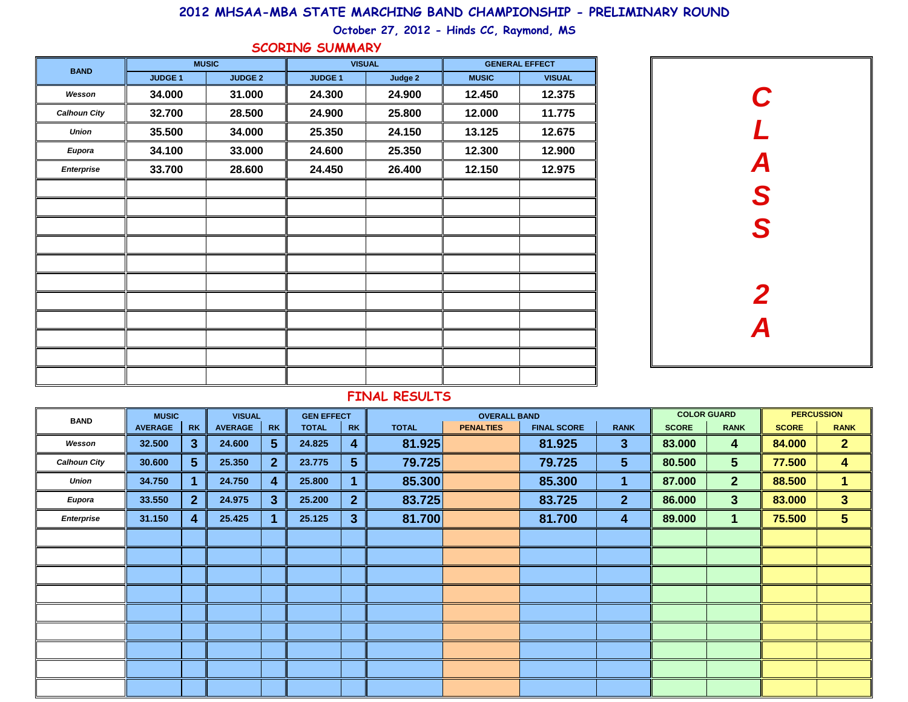# 2012 MHSAA-MBA STATE MARCHING BAND CHAMPIONSHIP - PRELIMINARY ROUND

October 27, 2012 - Hinds CC, Raymond, MS

**CLASS 2A**

## SCORING SUMMARY

| BAND | MUSIC | | VISUAL | | GENERAL EFFECT | |
|---|---|---|---|---|---|---|
| | JUDGE 1 | JUDGE 2 | JUDGE 1 | Judge 2 | MUSIC | VISUAL |
| Wesson | 34.000 | 31.000 | 24.300 | 24.900 | 12.450 | 12.375 |
| Calhoun City | 32.700 | 28.500 | 24.900 | 25.800 | 12.000 | 11.775 |
| Union | 35.500 | 34.000 | 25.350 | 24.150 | 13.125 | 12.675 |
| Eupora | 34.100 | 33.000 | 24.600 | 25.350 | 12.300 | 12.900 |
| Enterprise | 33.700 | 28.600 | 24.450 | 26.400 | 12.150 | 12.975 |

## FINAL RESULTS

| BAND | MUSIC | | VISUAL | | GEN EFFECT | | OVERALL BAND | | | | COLOR GUARD | | PERCUSSION | |
|---|---|---|---|---|---|---|---|---|---|---|---|---|---|---|
| | AVERAGE | RK | AVERAGE | RK | TOTAL | RK | TOTAL | PENALTIES | FINAL SCORE | RANK | SCORE | RANK | SCORE | RANK |
| Wesson | 32.500 | 3 | 24.600 | 5 | 24.825 | 4 | 81.925 | | 81.925 | 3 | 83.000 | 4 | 84.000 | 2 |
| Calhoun City | 30.600 | 5 | 25.350 | 2 | 23.775 | 5 | 79.725 | | 79.725 | 5 | 80.500 | 5 | 77.500 | 4 |
| Union | 34.750 | 1 | 24.750 | 4 | 25.800 | 1 | 85.300 | | 85.300 | 1 | 87.000 | 2 | 88.500 | 1 |
| Eupora | 33.550 | 2 | 24.975 | 3 | 25.200 | 2 | 83.725 | | 83.725 | 2 | 86.000 | 3 | 83.000 | 3 |
| Enterprise | 31.150 | 4 | 25.425 | 1 | 25.125 | 3 | 81.700 | | 81.700 | 4 | 89.000 | 1 | 75.500 | 5 |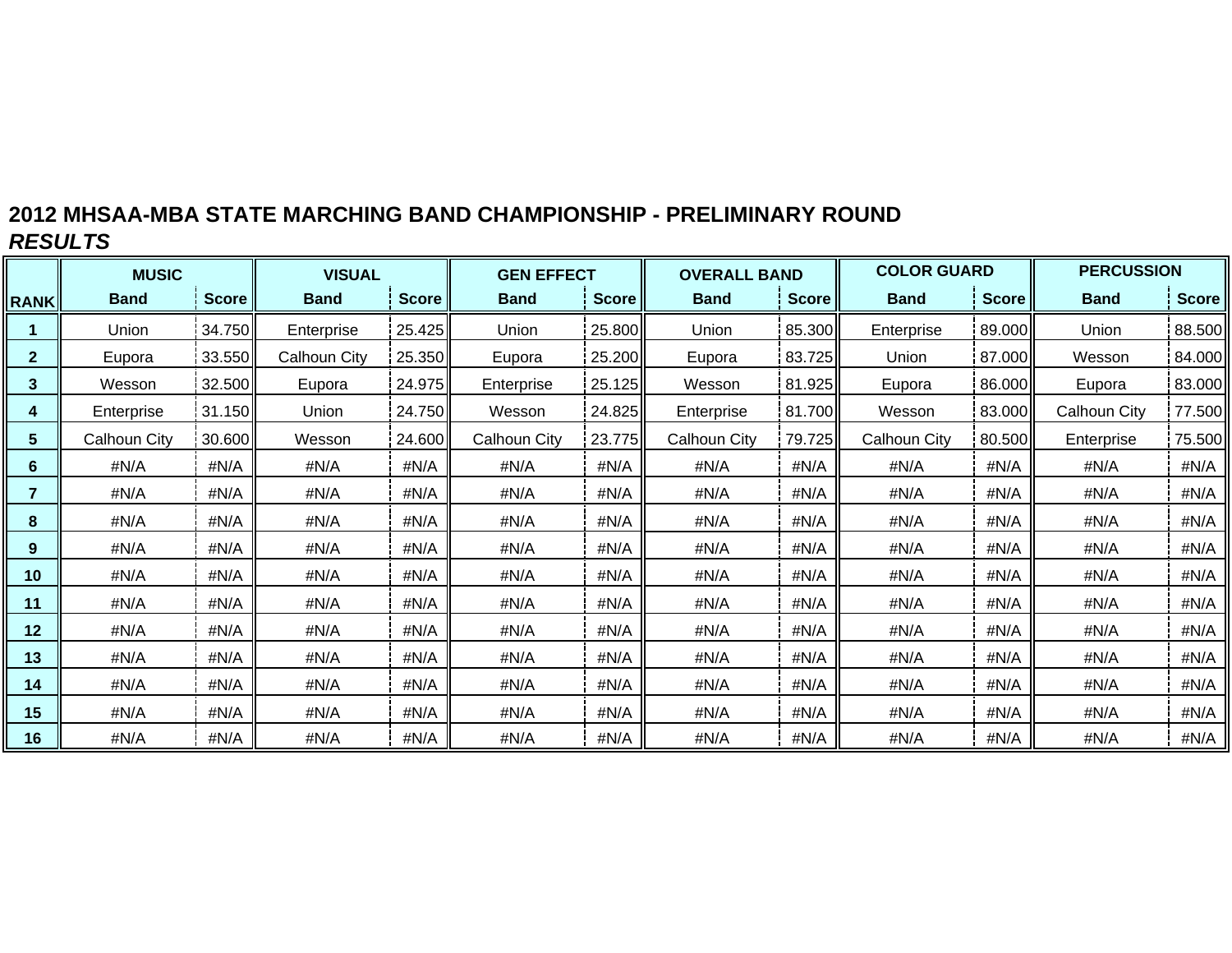**2012 MHSAA-MBA STATE MARCHING BAND CHAMPIONSHIP - PRELIMINARY ROUND**
***RESULTS***

| | MUSIC | | VISUAL | | GEN EFFECT | | OVERALL BAND | | COLOR GUARD | | PERCUSSION | |
|---|---|---|---|---|---|---|---|---|---|---|---|---|
| **RANK** | **Band** | **Score** | **Band** | **Score** | **Band** | **Score** | **Band** | **Score** | **Band** | **Score** | **Band** | **Score** |
| **1** | Union | 34.750 | Enterprise | 25.425 | Union | 25.800 | Union | 85.300 | Enterprise | 89.000 | Union | 88.500 |
| **2** | Eupora | 33.550 | Calhoun City | 25.350 | Eupora | 25.200 | Eupora | 83.725 | Union | 87.000 | Wesson | 84.000 |
| **3** | Wesson | 32.500 | Eupora | 24.975 | Enterprise | 25.125 | Wesson | 81.925 | Eupora | 86.000 | Eupora | 83.000 |
| **4** | Enterprise | 31.150 | Union | 24.750 | Wesson | 24.825 | Enterprise | 81.700 | Wesson | 83.000 | Calhoun City | 77.500 |
| **5** | Calhoun City | 30.600 | Wesson | 24.600 | Calhoun City | 23.775 | Calhoun City | 79.725 | Calhoun City | 80.500 | Enterprise | 75.500 |
| **6** | #N/A | #N/A | #N/A | #N/A | #N/A | #N/A | #N/A | #N/A | #N/A | #N/A | #N/A | #N/A |
| **7** | #N/A | #N/A | #N/A | #N/A | #N/A | #N/A | #N/A | #N/A | #N/A | #N/A | #N/A | #N/A |
| **8** | #N/A | #N/A | #N/A | #N/A | #N/A | #N/A | #N/A | #N/A | #N/A | #N/A | #N/A | #N/A |
| **9** | #N/A | #N/A | #N/A | #N/A | #N/A | #N/A | #N/A | #N/A | #N/A | #N/A | #N/A | #N/A |
| **10** | #N/A | #N/A | #N/A | #N/A | #N/A | #N/A | #N/A | #N/A | #N/A | #N/A | #N/A | #N/A |
| **11** | #N/A | #N/A | #N/A | #N/A | #N/A | #N/A | #N/A | #N/A | #N/A | #N/A | #N/A | #N/A |
| **12** | #N/A | #N/A | #N/A | #N/A | #N/A | #N/A | #N/A | #N/A | #N/A | #N/A | #N/A | #N/A |
| **13** | #N/A | #N/A | #N/A | #N/A | #N/A | #N/A | #N/A | #N/A | #N/A | #N/A | #N/A | #N/A |
| **14** | #N/A | #N/A | #N/A | #N/A | #N/A | #N/A | #N/A | #N/A | #N/A | #N/A | #N/A | #N/A |
| **15** | #N/A | #N/A | #N/A | #N/A | #N/A | #N/A | #N/A | #N/A | #N/A | #N/A | #N/A | #N/A |
| **16** | #N/A | #N/A | #N/A | #N/A | #N/A | #N/A | #N/A | #N/A | #N/A | #N/A | #N/A | #N/A |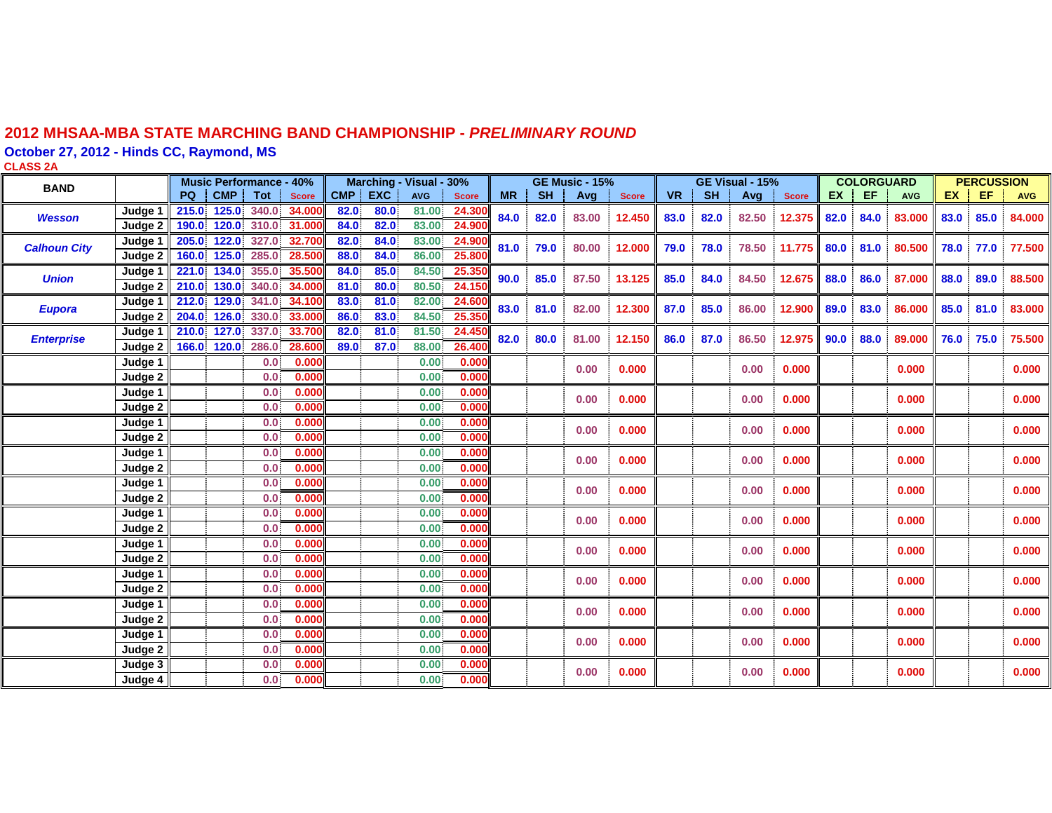# 2012 MHSAA-MBA STATE MARCHING BAND CHAMPIONSHIP - *PRELIMINARY ROUND*

## October 27, 2012 - Hinds CC, Raymond, MS

### CLASS 2A

| BAND | | Music Performance - 40% | | | | Marching - Visual - 30% | | | | GE Music - 15% | | | | GE Visual - 15% | | | | COLORGUARD | | | PERCUSSION | | |
|---|---|---|---|---|---|---|---|---|---|---|---|---|---|---|---|---|---|---|---|---|---|---|---|
| | | PQ | CMP | Tot | Score | CMP | EXC | AVG | Score | MR | SH | Avg | Score | VR | SH | Avg | Score | EX | EF | AVG | EX | EF | AVG |
| *Wesson* | Judge 1 | 215.0 | 125.0 | 340.0 | 34.000 | 82.0 | 80.0 | 81.00 | 24.300 | 84.0 | 82.0 | 83.00 | 12.450 | 83.0 | 82.0 | 82.50 | 12.375 | 82.0 | 84.0 | 83.000 | 83.0 | 85.0 | 84.000 |
| | Judge 2 | 190.0 | 120.0 | 310.0 | 31.000 | 84.0 | 82.0 | 83.00 | 24.900 | | | | | | | | | | | | | | |
| *Calhoun City* | Judge 1 | 205.0 | 122.0 | 327.0 | 32.700 | 82.0 | 84.0 | 83.00 | 24.900 | 81.0 | 79.0 | 80.00 | 12.000 | 79.0 | 78.0 | 78.50 | 11.775 | 80.0 | 81.0 | 80.500 | 78.0 | 77.0 | 77.500 |
| | Judge 2 | 160.0 | 125.0 | 285.0 | 28.500 | 88.0 | 84.0 | 86.00 | 25.800 | | | | | | | | | | | | | | |
| *Union* | Judge 1 | 221.0 | 134.0 | 355.0 | 35.500 | 84.0 | 85.0 | 84.50 | 25.350 | 90.0 | 85.0 | 87.50 | 13.125 | 85.0 | 84.0 | 84.50 | 12.675 | 88.0 | 86.0 | 87.000 | 88.0 | 89.0 | 88.500 |
| | Judge 2 | 210.0 | 130.0 | 340.0 | 34.000 | 81.0 | 80.0 | 80.50 | 24.150 | | | | | | | | | | | | | | |
| *Eupora* | Judge 1 | 212.0 | 129.0 | 341.0 | 34.100 | 83.0 | 81.0 | 82.00 | 24.600 | 83.0 | 81.0 | 82.00 | 12.300 | 87.0 | 85.0 | 86.00 | 12.900 | 89.0 | 83.0 | 86.000 | 85.0 | 81.0 | 83.000 |
| | Judge 2 | 204.0 | 126.0 | 330.0 | 33.000 | 86.0 | 83.0 | 84.50 | 25.350 | | | | | | | | | | | | | | |
| *Enterprise* | Judge 1 | 210.0 | 127.0 | 337.0 | 33.700 | 82.0 | 81.0 | 81.50 | 24.450 | 82.0 | 80.0 | 81.00 | 12.150 | 86.0 | 87.0 | 86.50 | 12.975 | 90.0 | 88.0 | 89.000 | 76.0 | 75.0 | 75.500 |
| | Judge 2 | 166.0 | 120.0 | 286.0 | 28.600 | 89.0 | 87.0 | 88.00 | 26.400 | | | | | | | | | | | | | | |
| | Judge 1 | | | 0.0 | 0.000 | | | 0.00 | 0.000 | | | 0.00 | 0.000 | | | 0.00 | 0.000 | | | 0.000 | | | 0.000 |
| | Judge 2 | | | 0.0 | 0.000 | | | 0.00 | 0.000 | | | | | | | | | | | | | | |
| | Judge 1 | | | 0.0 | 0.000 | | | 0.00 | 0.000 | | | 0.00 | 0.000 | | | 0.00 | 0.000 | | | 0.000 | | | 0.000 |
| | Judge 2 | | | 0.0 | 0.000 | | | 0.00 | 0.000 | | | | | | | | | | | | | | |
| | Judge 1 | | | 0.0 | 0.000 | | | 0.00 | 0.000 | | | 0.00 | 0.000 | | | 0.00 | 0.000 | | | 0.000 | | | 0.000 |
| | Judge 2 | | | 0.0 | 0.000 | | | 0.00 | 0.000 | | | | | | | | | | | | | | |
| | Judge 1 | | | 0.0 | 0.000 | | | 0.00 | 0.000 | | | 0.00 | 0.000 | | | 0.00 | 0.000 | | | 0.000 | | | 0.000 |
| | Judge 2 | | | 0.0 | 0.000 | | | 0.00 | 0.000 | | | | | | | | | | | | | | |
| | Judge 1 | | | 0.0 | 0.000 | | | 0.00 | 0.000 | | | 0.00 | 0.000 | | | 0.00 | 0.000 | | | 0.000 | | | 0.000 |
| | Judge 2 | | | 0.0 | 0.000 | | | 0.00 | 0.000 | | | | | | | | | | | | | | |
| | Judge 1 | | | 0.0 | 0.000 | | | 0.00 | 0.000 | | | 0.00 | 0.000 | | | 0.00 | 0.000 | | | 0.000 | | | 0.000 |
| | Judge 2 | | | 0.0 | 0.000 | | | 0.00 | 0.000 | | | | | | | | | | | | | | |
| | Judge 1 | | | 0.0 | 0.000 | | | 0.00 | 0.000 | | | 0.00 | 0.000 | | | 0.00 | 0.000 | | | 0.000 | | | 0.000 |
| | Judge 2 | | | 0.0 | 0.000 | | | 0.00 | 0.000 | | | | | | | | | | | | | | |
| | Judge 1 | | | 0.0 | 0.000 | | | 0.00 | 0.000 | | | 0.00 | 0.000 | | | 0.00 | 0.000 | | | 0.000 | | | 0.000 |
| | Judge 2 | | | 0.0 | 0.000 | | | 0.00 | 0.000 | | | | | | | | | | | | | | |
| | Judge 1 | | | 0.0 | 0.000 | | | 0.00 | 0.000 | | | 0.00 | 0.000 | | | 0.00 | 0.000 | | | 0.000 | | | 0.000 |
| | Judge 2 | | | 0.0 | 0.000 | | | 0.00 | 0.000 | | | | | | | | | | | | | | |
| | Judge 1 | | | 0.0 | 0.000 | | | 0.00 | 0.000 | | | 0.00 | 0.000 | | | 0.00 | 0.000 | | | 0.000 | | | 0.000 |
| | Judge 2 | | | 0.0 | 0.000 | | | 0.00 | 0.000 | | | | | | | | | | | | | | |
| | Judge 3 | | | 0.0 | 0.000 | | | 0.00 | 0.000 | | | 0.00 | 0.000 | | | 0.00 | 0.000 | | | 0.000 | | | 0.000 |
| | Judge 4 | | | 0.0 | 0.000 | | | 0.00 | 0.000 | | | | | | | | | | | | | | |